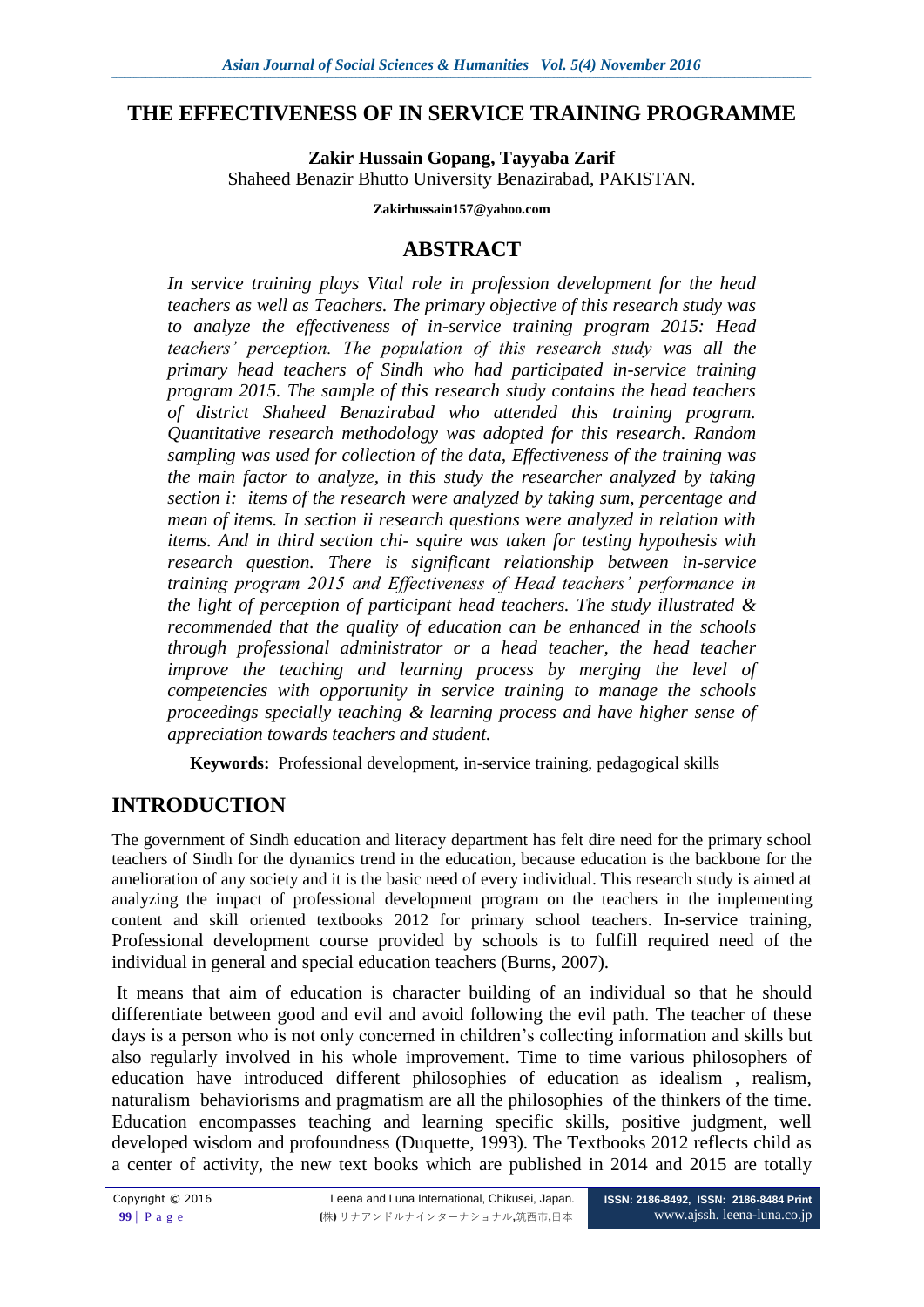# THE EFFECTIVENESS OF IN SERVICE TRAINING PROGRAMME

**Zakir Hussain Gopang, Tayyaba Zarif**

Shaheed Benazir Bhutto University Benazirabad, PAKISTAN.

**Zakirhussain157@yahoo.com**

## ABSTRACT

*In service training plays Vital role in profession development for the head teachers as well as Teachers. The primary objective of this research study was to analyze the effectiveness of in-service training program 2015: Head teachers' perception. The population of this research study was all the primary head teachers of Sindh who had participated in-service training program 2015. The sample of this research study contains the head teachers of district Shaheed Benazirabad who attended this training program. Quantitative research methodology was adopted for this research. Random sampling was used for collection of the data, Effectiveness of the training was the main factor to analyze, in this study the researcher analyzed by taking section i: items of the research were analyzed by taking sum, percentage and mean of items. In section ii research questions were analyzed in relation with items. And in third section chi- squire was taken for testing hypothesis with research question. There is significant relationship between in-service training program 2015 and Effectiveness of Head teachers' performance in the light of perception of participant head teachers. The study illustrated & recommended that the quality of education can be enhanced in the schools through professional administrator or a head teacher, the head teacher improve the teaching and learning process by merging the level of competencies with opportunity in service training to manage the schools proceedings specially teaching & learning process and have higher sense of appreciation towards teachers and student.*

**Keywords:** Professional development, in-service training, pedagogical skills

# INTRODUCTION

The government of Sindh education and literacy department has felt dire need for the primary school teachers of Sindh for the dynamics trend in the education, because education is the backbone for the amelioration of any society and it is the basic need of every individual. This research study is aimed at analyzing the impact of professional development program on the teachers in the implementing content and skill oriented textbooks 2012 for primary school teachers. In-service training, Professional development course provided by schools is to fulfill required need of the individual in general and special education teachers (Burns, 2007).

It means that aim of education is character building of an individual so that he should differentiate between good and evil and avoid following the evil path. The teacher of these days is a person who is not only concerned in children's collecting information and skills but also regularly involved in his whole improvement. Time to time various philosophers of education have introduced different philosophies of education as idealism , realism, naturalism behaviorisms and pragmatism are all the philosophies of the thinkers of the time. Education encompasses teaching and learning specific skills, positive judgment, well developed wisdom and profoundness (Duquette, 1993). The Textbooks 2012 reflects child as a center of activity, the new text books which are published in 2014 and 2015 are totally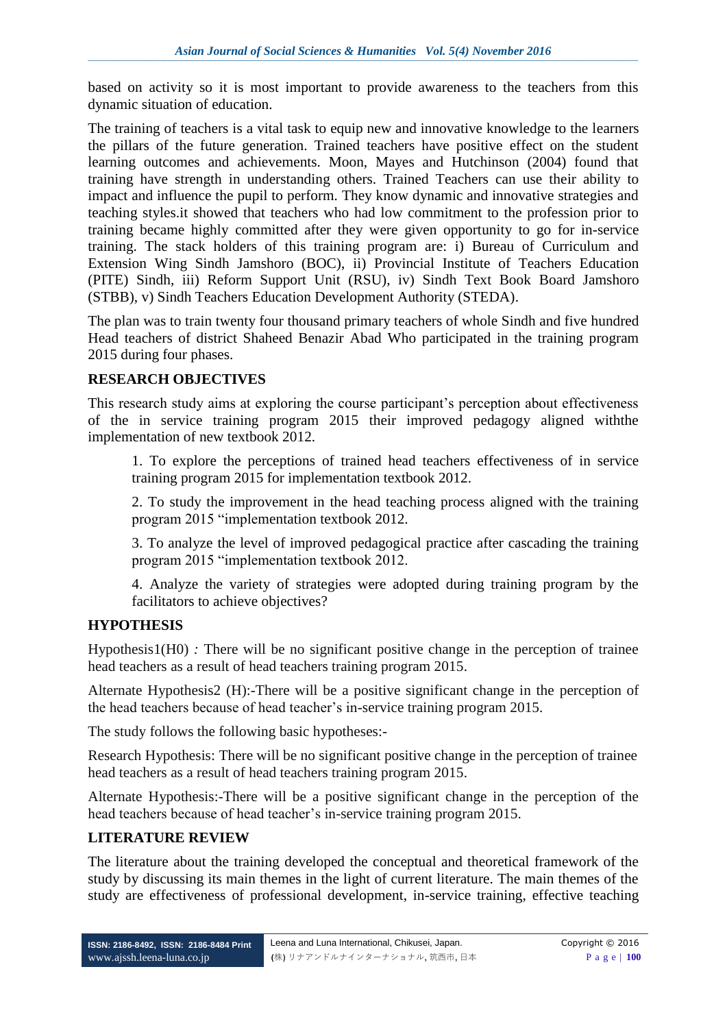based on activity so it is most important to provide awareness to the teachers from this dynamic situation of education.

The training of teachers is a vital task to equip new and innovative knowledge to the learners the pillars of the future generation. Trained teachers have positive effect on the student learning outcomes and achievements. Moon, Mayes and Hutchinson (2004) found that training have strength in understanding others. Trained Teachers can use their ability to impact and influence the pupil to perform. They know dynamic and innovative strategies and teaching styles.it showed that teachers who had low commitment to the profession prior to training became highly committed after they were given opportunity to go for in-service training. The stack holders of this training program are: i) Bureau of Curriculum and Extension Wing Sindh Jamshoro (BOC), ii) Provincial Institute of Teachers Education (PITE) Sindh, iii) Reform Support Unit (RSU), iv) Sindh Text Book Board Jamshoro (STBB), v) Sindh Teachers Education Development Authority (STEDA).

The plan was to train twenty four thousand primary teachers of whole Sindh and five hundred Head teachers of district Shaheed Benazir Abad Who participated in the training program 2015 during four phases.

## RESEARCH OBJECTIVES

This research study aims at exploring the course participant's perception about effectiveness of the in service training program 2015 their improved pedagogy aligned withthe implementation of new textbook 2012.

1. To explore the perceptions of trained head teachers effectiveness of in service training program 2015 for implementation textbook 2012.

2. To study the improvement in the head teaching process aligned with the training program 2015 "implementation textbook 2012.

3. To analyze the level of improved pedagogical practice after cascading the training program 2015 "implementation textbook 2012.

4. Analyze the variety of strategies were adopted during training program by the facilitators to achieve objectives?

## HYPOTHESIS

Hypothesis1(H0) *:* There will be no significant positive change in the perception of trainee head teachers as a result of head teachers training program 2015.

Alternate Hypothesis2 (H):-There will be a positive significant change in the perception of the head teachers because of head teacher's in-service training program 2015.

The study follows the following basic hypotheses:-

Research Hypothesis: There will be no significant positive change in the perception of trainee head teachers as a result of head teachers training program 2015.

Alternate Hypothesis:-There will be a positive significant change in the perception of the head teachers because of head teacher's in-service training program 2015.

## LITERATURE REVIEW

The literature about the training developed the conceptual and theoretical framework of the study by discussing its main themes in the light of current literature. The main themes of the study are effectiveness of professional development, in-service training, effective teaching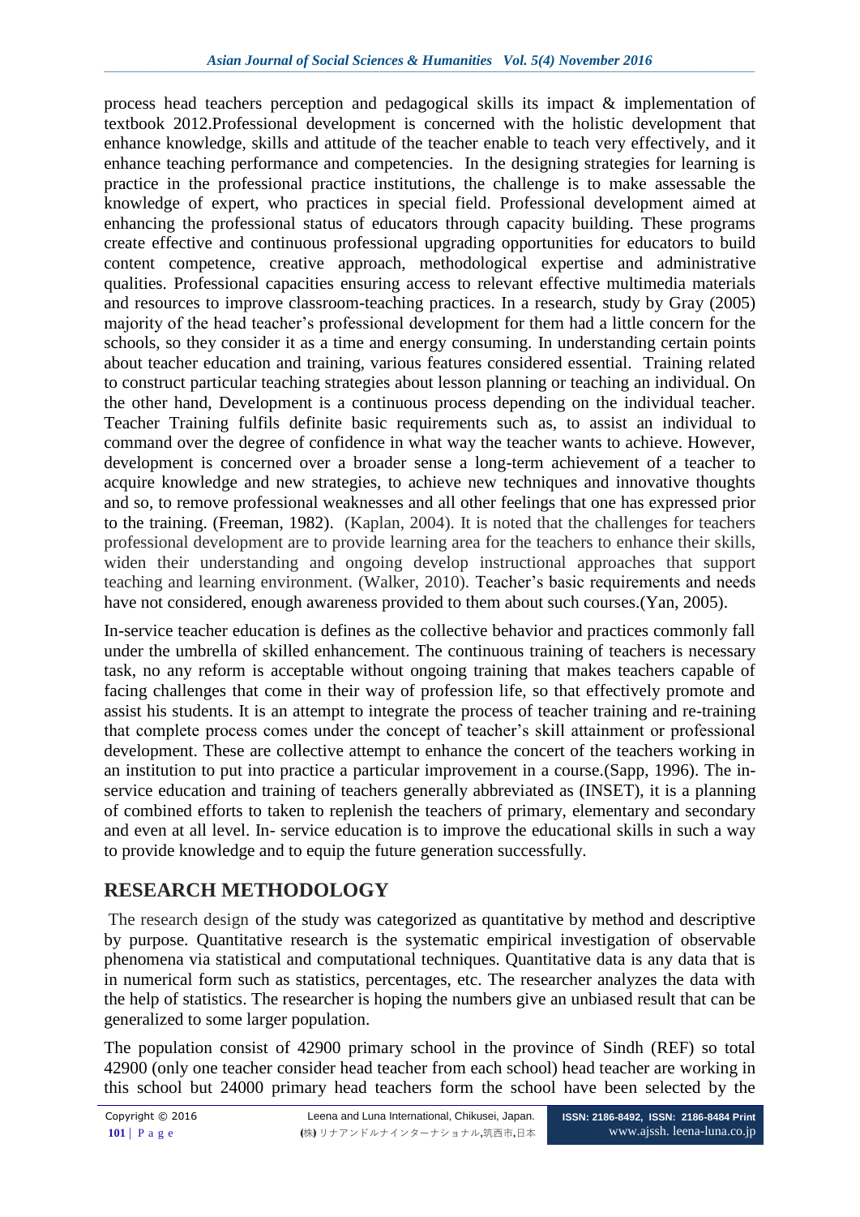process head teachers perception and pedagogical skills its impact & implementation of textbook 2012.Professional development is concerned with the holistic development that enhance knowledge, skills and attitude of the teacher enable to teach very effectively, and it enhance teaching performance and competencies. In the designing strategies for learning is practice in the professional practice institutions, the challenge is to make assessable the knowledge of expert, who practices in special field. Professional development aimed at enhancing the professional status of educators through capacity building. These programs create effective and continuous professional upgrading opportunities for educators to build content competence, creative approach, methodological expertise and administrative qualities. Professional capacities ensuring access to relevant effective multimedia materials and resources to improve classroom-teaching practices. In a research, study by Gray (2005) majority of the head teacher's professional development for them had a little concern for the schools, so they consider it as a time and energy consuming. In understanding certain points about teacher education and training, various features considered essential. Training related to construct particular teaching strategies about lesson planning or teaching an individual. On the other hand, Development is a continuous process depending on the individual teacher. Teacher Training fulfils definite basic requirements such as, to assist an individual to command over the degree of confidence in what way the teacher wants to achieve. However, development is concerned over a broader sense a long-term achievement of a teacher to acquire knowledge and new strategies, to achieve new techniques and innovative thoughts and so, to remove professional weaknesses and all other feelings that one has expressed prior to the training. (Freeman, 1982). (Kaplan, 2004). It is noted that the challenges for teachers professional development are to provide learning area for the teachers to enhance their skills, widen their understanding and ongoing develop instructional approaches that support teaching and learning environment. (Walker, 2010). Teacher's basic requirements and needs have not considered, enough awareness provided to them about such courses.(Yan, 2005).

In-service teacher education is defines as the collective behavior and practices commonly fall under the umbrella of skilled enhancement. The continuous training of teachers is necessary task, no any reform is acceptable without ongoing training that makes teachers capable of facing challenges that come in their way of profession life, so that effectively promote and assist his students. It is an attempt to integrate the process of teacher training and re-training that complete process comes under the concept of teacher's skill attainment or professional development. These are collective attempt to enhance the concert of the teachers working in an institution to put into practice a particular improvement in a course.(Sapp, 1996). The in-service education and training of teachers generally abbreviated as (INSET), it is a planning of combined efforts to taken to replenish the teachers of primary, elementary and secondary and even at all level. In- service education is to improve the educational skills in such a way to provide knowledge and to equip the future generation successfully.

## RESEARCH METHODOLOGY

The research design of the study was categorized as quantitative by method and descriptive by purpose. Quantitative research is the systematic empirical investigation of observable phenomena via statistical and computational techniques. Quantitative data is any data that is in numerical form such as statistics, percentages, etc. The researcher analyzes the data with the help of statistics. The researcher is hoping the numbers give an unbiased result that can be generalized to some larger population.

The population consist of 42900 primary school in the province of Sindh (REF) so total 42900 (only one teacher consider head teacher from each school) head teacher are working in this school but 24000 primary head teachers form the school have been selected by the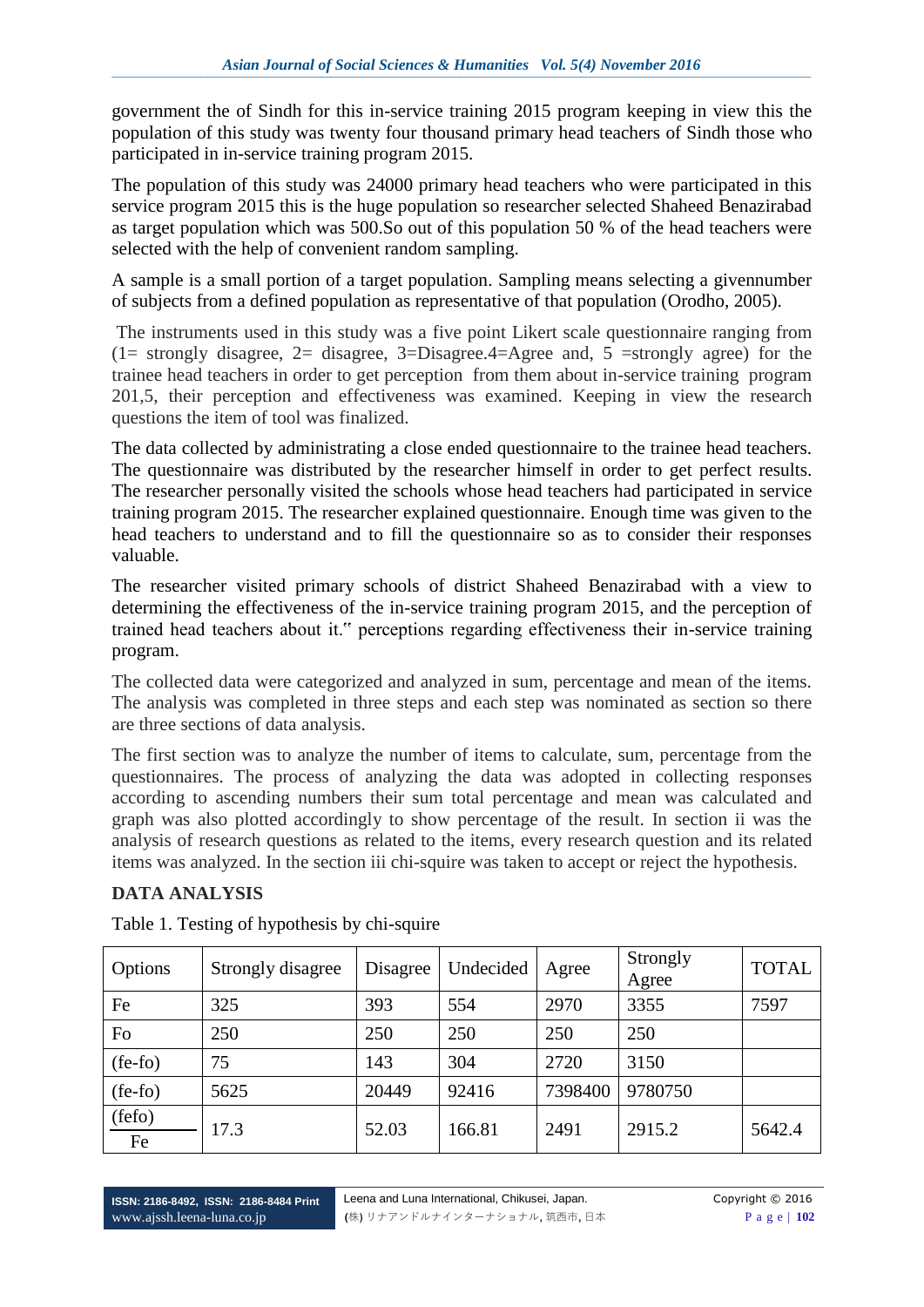government the of Sindh for this in-service training 2015 program keeping in view this the population of this study was twenty four thousand primary head teachers of Sindh those who participated in in-service training program 2015.

The population of this study was 24000 primary head teachers who were participated in this service program 2015 this is the huge population so researcher selected Shaheed Benazirabad as target population which was 500.So out of this population 50 % of the head teachers were selected with the help of convenient random sampling.

A sample is a small portion of a target population. Sampling means selecting a givennumber of subjects from a defined population as representative of that population (Orodho, 2005).

The instruments used in this study was a five point Likert scale questionnaire ranging from (1= strongly disagree, 2= disagree, 3=Disagree.4=Agree and, 5 =strongly agree) for the trainee head teachers in order to get perception from them about in-service training program 201,5, their perception and effectiveness was examined. Keeping in view the research questions the item of tool was finalized.

The data collected by administrating a close ended questionnaire to the trainee head teachers. The questionnaire was distributed by the researcher himself in order to get perfect results. The researcher personally visited the schools whose head teachers had participated in service training program 2015. The researcher explained questionnaire. Enough time was given to the head teachers to understand and to fill the questionnaire so as to consider their responses valuable.

The researcher visited primary schools of district Shaheed Benazirabad with a view to determining the effectiveness of the in-service training program 2015, and the perception of trained head teachers about it." perceptions regarding effectiveness their in-service training program.

The collected data were categorized and analyzed in sum, percentage and mean of the items. The analysis was completed in three steps and each step was nominated as section so there are three sections of data analysis.

The first section was to analyze the number of items to calculate, sum, percentage from the questionnaires. The process of analyzing the data was adopted in collecting responses according to ascending numbers their sum total percentage and mean was calculated and graph was also plotted accordingly to show percentage of the result. In section ii was the analysis of research questions as related to the items, every research question and its related items was analyzed. In the section iii chi-squire was taken to accept or reject the hypothesis.

## DATA ANALYSIS

Table 1. Testing of hypothesis by chi-squire

| Options | Strongly disagree | Disagree | Undecided | Agree | Strongly Agree | TOTAL |
|---|---|---|---|---|---|---|
| Fe | 325 | 393 | 554 | 2970 | 3355 | 7597 |
| Fo | 250 | 250 | 250 | 250 | 250 | |
| (fe-fo) | 75 | 143 | 304 | 2720 | 3150 | |
| (fe-fo) | 5625 | 20449 | 92416 | 7398400 | 9780750 | |
| $\frac{\text{(fefo)}}{\text{Fe}}$ | 17.3 | 52.03 | 166.81 | 2491 | 2915.2 | 5642.4 |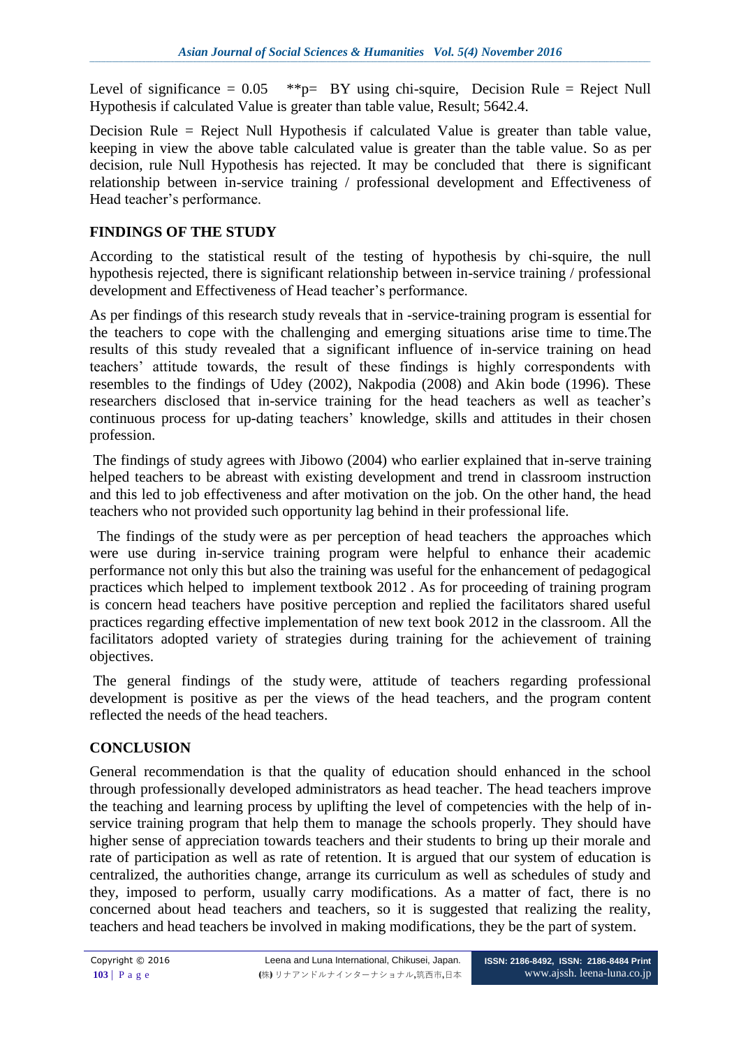Level of significance = 0.05 **p= BY using chi-squire, Decision Rule = Reject Null Hypothesis if calculated Value is greater than table value, Result; 5642.4.

Decision Rule = Reject Null Hypothesis if calculated Value is greater than table value, keeping in view the above table calculated value is greater than the table value. So as per decision, rule Null Hypothesis has rejected. It may be concluded that there is significant relationship between in-service training / professional development and Effectiveness of Head teacher's performance.

## FINDINGS OF THE STUDY

According to the statistical result of the testing of hypothesis by chi-squire, the null hypothesis rejected, there is significant relationship between in-service training / professional development and Effectiveness of Head teacher's performance.

As per findings of this research study reveals that in -service-training program is essential for the teachers to cope with the challenging and emerging situations arise time to time.The results of this study revealed that a significant influence of in-service training on head teachers' attitude towards, the result of these findings is highly correspondents with resembles to the findings of Udey (2002), Nakpodia (2008) and Akin bode (1996). These researchers disclosed that in-service training for the head teachers as well as teacher's continuous process for up-dating teachers' knowledge, skills and attitudes in their chosen profession.

The findings of study agrees with Jibowo (2004) who earlier explained that in-serve training helped teachers to be abreast with existing development and trend in classroom instruction and this led to job effectiveness and after motivation on the job. On the other hand, the head teachers who not provided such opportunity lag behind in their professional life.

The findings of the study were as per perception of head teachers the approaches which were use during in-service training program were helpful to enhance their academic performance not only this but also the training was useful for the enhancement of pedagogical practices which helped to implement textbook 2012 . As for proceeding of training program is concern head teachers have positive perception and replied the facilitators shared useful practices regarding effective implementation of new text book 2012 in the classroom. All the facilitators adopted variety of strategies during training for the achievement of training objectives.

The general findings of the study were, attitude of teachers regarding professional development is positive as per the views of the head teachers, and the program content reflected the needs of the head teachers.

## CONCLUSION

General recommendation is that the quality of education should enhanced in the school through professionally developed administrators as head teacher. The head teachers improve the teaching and learning process by uplifting the level of competencies with the help of in-service training program that help them to manage the schools properly. They should have higher sense of appreciation towards teachers and their students to bring up their morale and rate of participation as well as rate of retention. It is argued that our system of education is centralized, the authorities change, arrange its curriculum as well as schedules of study and they, imposed to perform, usually carry modifications. As a matter of fact, there is no concerned about head teachers and teachers, so it is suggested that realizing the reality, teachers and head teachers be involved in making modifications, they be the part of system.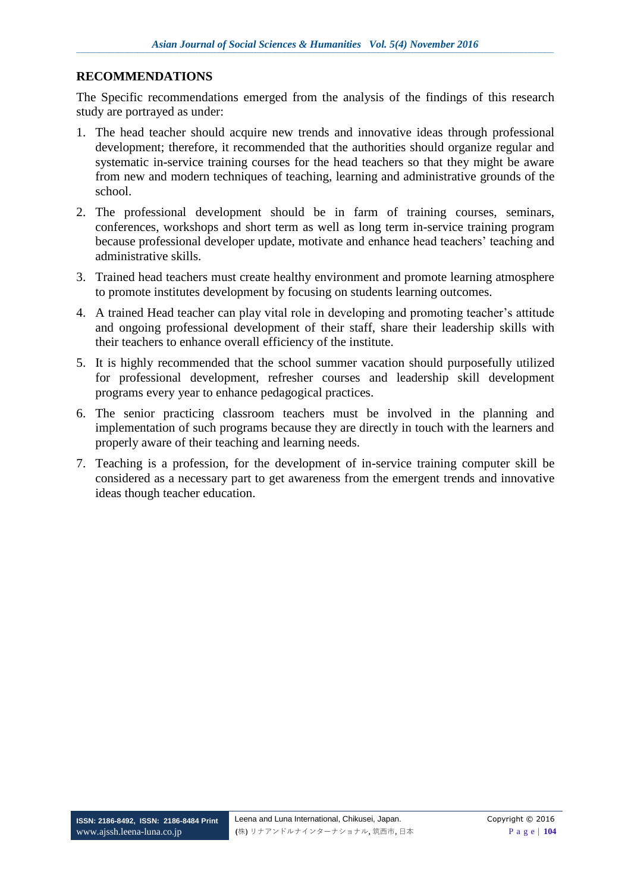## RECOMMENDATIONS

The Specific recommendations emerged from the analysis of the findings of this research study are portrayed as under:

1. The head teacher should acquire new trends and innovative ideas through professional development; therefore, it recommended that the authorities should organize regular and systematic in-service training courses for the head teachers so that they might be aware from new and modern techniques of teaching, learning and administrative grounds of the school.
2. The professional development should be in farm of training courses, seminars, conferences, workshops and short term as well as long term in-service training program because professional developer update, motivate and enhance head teachers' teaching and administrative skills.
3. Trained head teachers must create healthy environment and promote learning atmosphere to promote institutes development by focusing on students learning outcomes.
4. A trained Head teacher can play vital role in developing and promoting teacher's attitude and ongoing professional development of their staff, share their leadership skills with their teachers to enhance overall efficiency of the institute.
5. It is highly recommended that the school summer vacation should purposefully utilized for professional development, refresher courses and leadership skill development programs every year to enhance pedagogical practices.
6. The senior practicing classroom teachers must be involved in the planning and implementation of such programs because they are directly in touch with the learners and properly aware of their teaching and learning needs.
7. Teaching is a profession, for the development of in-service training computer skill be considered as a necessary part to get awareness from the emergent trends and innovative ideas though teacher education.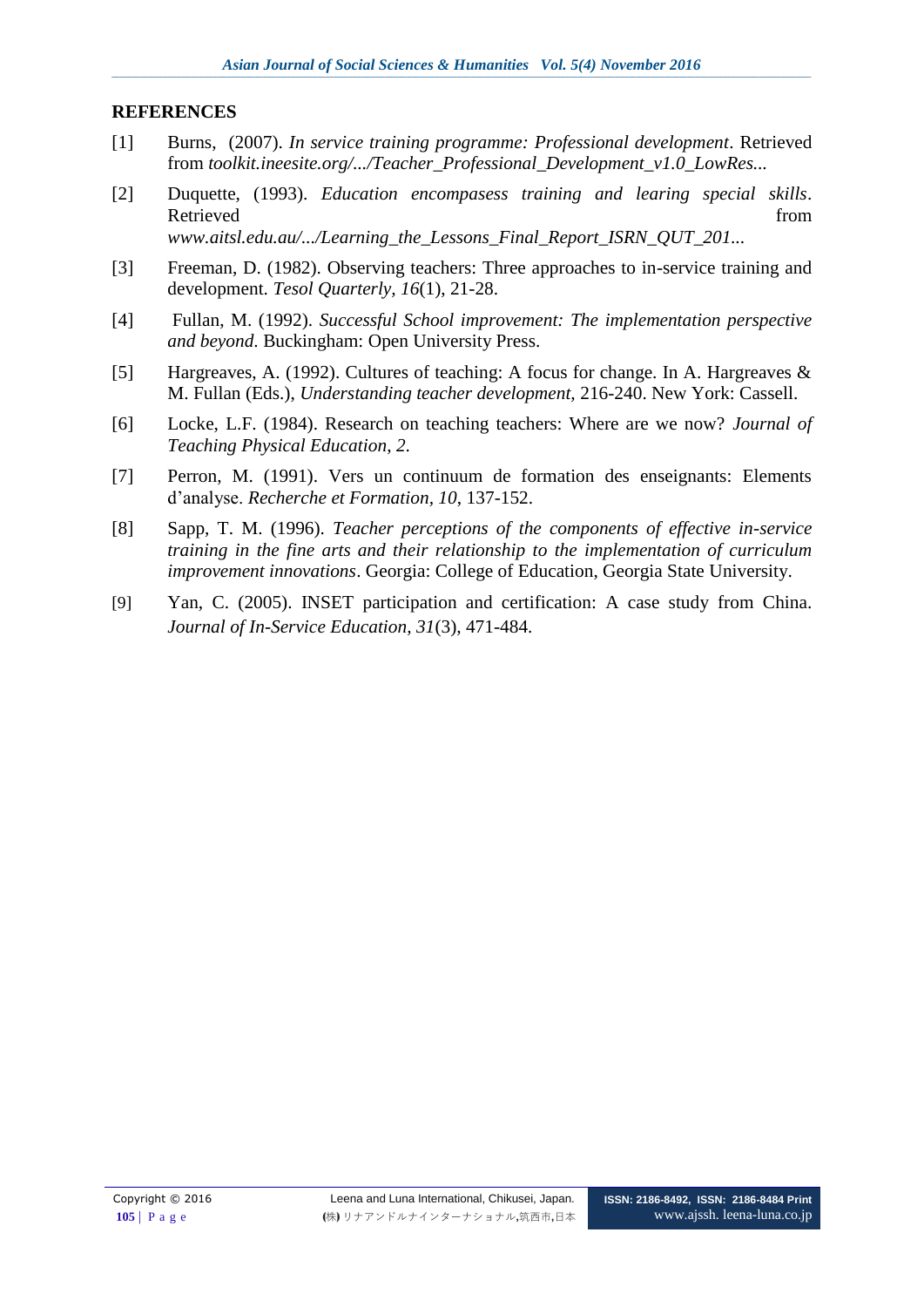## REFERENCES

[1] Burns, (2007). *In service training programme: Professional development*. Retrieved from *toolkit.ineesite.org/.../Teacher_Professional_Development_v1.0_LowRes...*

[2] Duquette, (1993). *Education encompasess training and learing special skills*. Retrieved from *www.aitsl.edu.au/.../Learning_the_Lessons_Final_Report_ISRN_QUT_201...*

[3] Freeman, D. (1982). Observing teachers: Three approaches to in-service training and development. *Tesol Quarterly, 16*(1), 21-28.

[4] Fullan, M. (1992). *Successful School improvement: The implementation perspective and beyond*. Buckingham: Open University Press.

[5] Hargreaves, A. (1992). Cultures of teaching: A focus for change. In A. Hargreaves & M. Fullan (Eds.), *Understanding teacher development*, 216-240. New York: Cassell.

[6] Locke, L.F. (1984). Research on teaching teachers: Where are we now? *Journal of Teaching Physical Education, 2*.

[7] Perron, M. (1991). Vers un continuum de formation des enseignants: Elements d'analyse. *Recherche et Formation, 10*, 137-152.

[8] Sapp, T. M. (1996). *Teacher perceptions of the components of effective in-service training in the fine arts and their relationship to the implementation of curriculum improvement innovations*. Georgia: College of Education, Georgia State University.

[9] Yan, C. (2005). INSET participation and certification: A case study from China. *Journal of In-Service Education, 31*(3), 471-484.